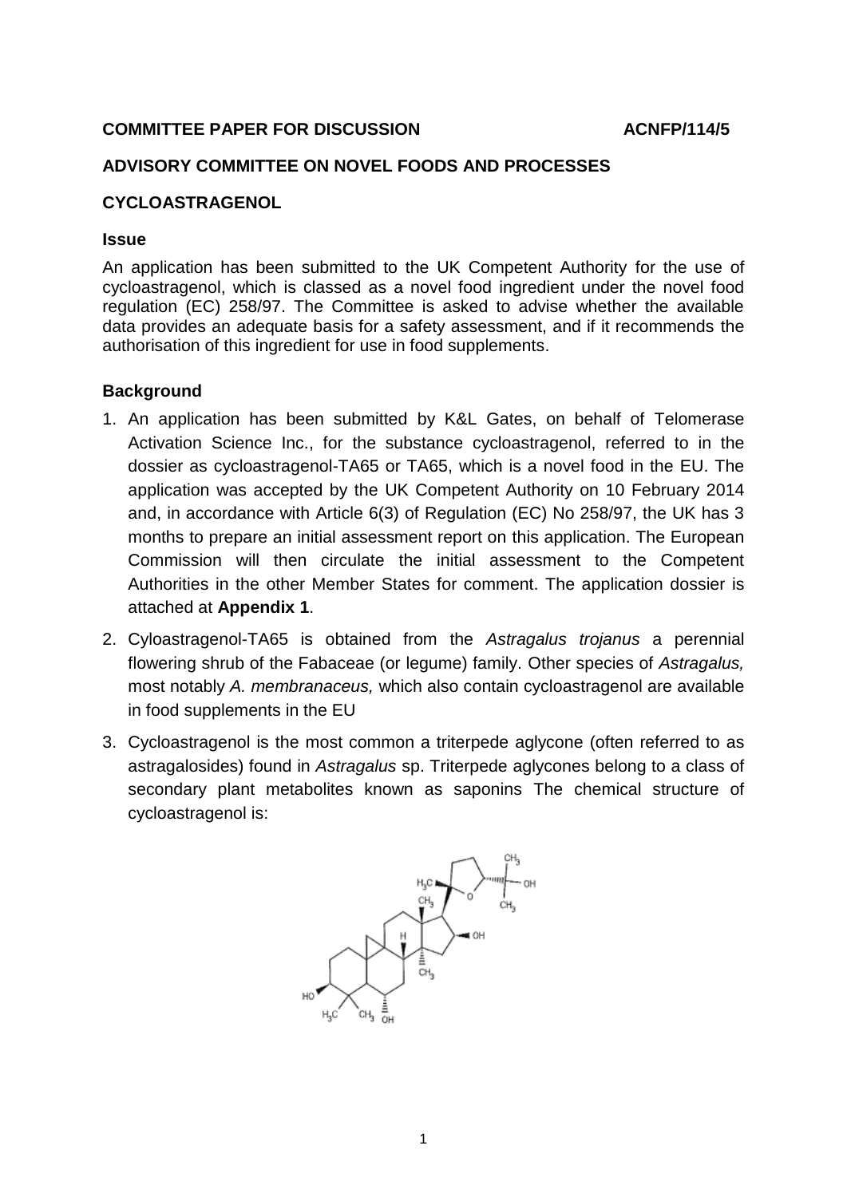**COMMITTEE PAPER FOR DISCUSSION** **ACNFP/114/5**

**ADVISORY COMMITTEE ON NOVEL FOODS AND PROCESSES**

**CYCLOASTRAGENOL**

### Issue

An application has been submitted to the UK Competent Authority for the use of cycloastragenol, which is classed as a novel food ingredient under the novel food regulation (EC) 258/97. The Committee is asked to advise whether the available data provides an adequate basis for a safety assessment, and if it recommends the authorisation of this ingredient for use in food supplements.

### Background

1. An application has been submitted by K&L Gates, on behalf of Telomerase Activation Science Inc., for the substance cycloastragenol, referred to in the dossier as cycloastragenol-TA65 or TA65, which is a novel food in the EU. The application was accepted by the UK Competent Authority on 10 February 2014 and, in accordance with Article 6(3) of Regulation (EC) No 258/97, the UK has 3 months to prepare an initial assessment report on this application. The European Commission will then circulate the initial assessment to the Competent Authorities in the other Member States for comment. The application dossier is attached at **Appendix 1**.

2. Cyloastragenol-TA65 is obtained from the *Astragalus trojanus* a perennial flowering shrub of the Fabaceae (or legume) family. Other species of *Astragalus,* most notably *A. membranaceus,* which also contain cycloastragenol are available in food supplements in the EU

3. Cycloastragenol is the most common a triterpede aglycone (often referred to as astragalosides) found in *Astragalus* sp. Triterpede aglycones belong to a class of secondary plant metabolites known as saponins The chemical structure of cycloastragenol is: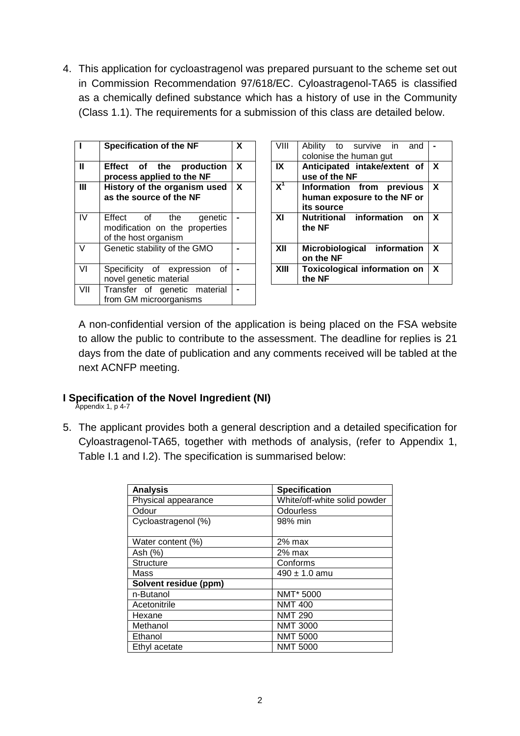4. This application for cycloastragenol was prepared pursuant to the scheme set out in Commission Recommendation 97/618/EC. Cyloastragenol-TA65 is classified as a chemically defined substance which has a history of use in the Community (Class 1.1). The requirements for a submission of this class are detailed below.

| | | | | | | |
|---|---|---|---|---|---|---|
| **I** | **Specification of the NF** | **X** | | VIII | Ability to survive in and colonise the human gut | **-** |
| **II** | **Effect of the production process applied to the NF** | **X** | | **IX** | **Anticipated intake/extent of use of the NF** | **X** |
| **III** | **History of the organism used as the source of the NF** | **X** | | **X[1]** | **Information from previous human exposure to the NF or its source** | **X** |
| IV | Effect of the genetic modification on the properties of the host organism | **-** | | **XI** | **Nutritional information on the NF** | **X** |
| V | Genetic stability of the GMO | **-** | | **XII** | **Microbiological information on the NF** | **X** |
| VI | Specificity of expression of novel genetic material | **-** | | **XIII** | **Toxicological information on the NF** | **X** |
| VII | Transfer of genetic material from GM microorganisms | **-** | | | | |

A non-confidential version of the application is being placed on the FSA website to allow the public to contribute to the assessment. The deadline for replies is 21 days from the date of publication and any comments received will be tabled at the next ACNFP meeting.

## I Specification of the Novel Ingredient (NI)

Appendix 1, p 4-7

5. The applicant provides both a general description and a detailed specification for Cyloastragenol-TA65, together with methods of analysis, (refer to Appendix 1, Table I.1 and I.2). The specification is summarised below:

| **Analysis** | **Specification** |
|---|---|
| Physical appearance | White/off-white solid powder |
| Odour | Odourless |
| Cycloastragenol (%) | 98% min |
| Water content (%) | 2% max |
| Ash (%) | 2% max |
| Structure | Conforms |
| Mass | 490 ± 1.0 amu |
| **Solvent residue (ppm)** | |
| n-Butanol | NMT* 5000 |
| Acetonitrile | NMT 400 |
| Hexane | NMT 290 |
| Methanol | NMT 3000 |
| Ethanol | NMT 5000 |
| Ethyl acetate | NMT 5000 |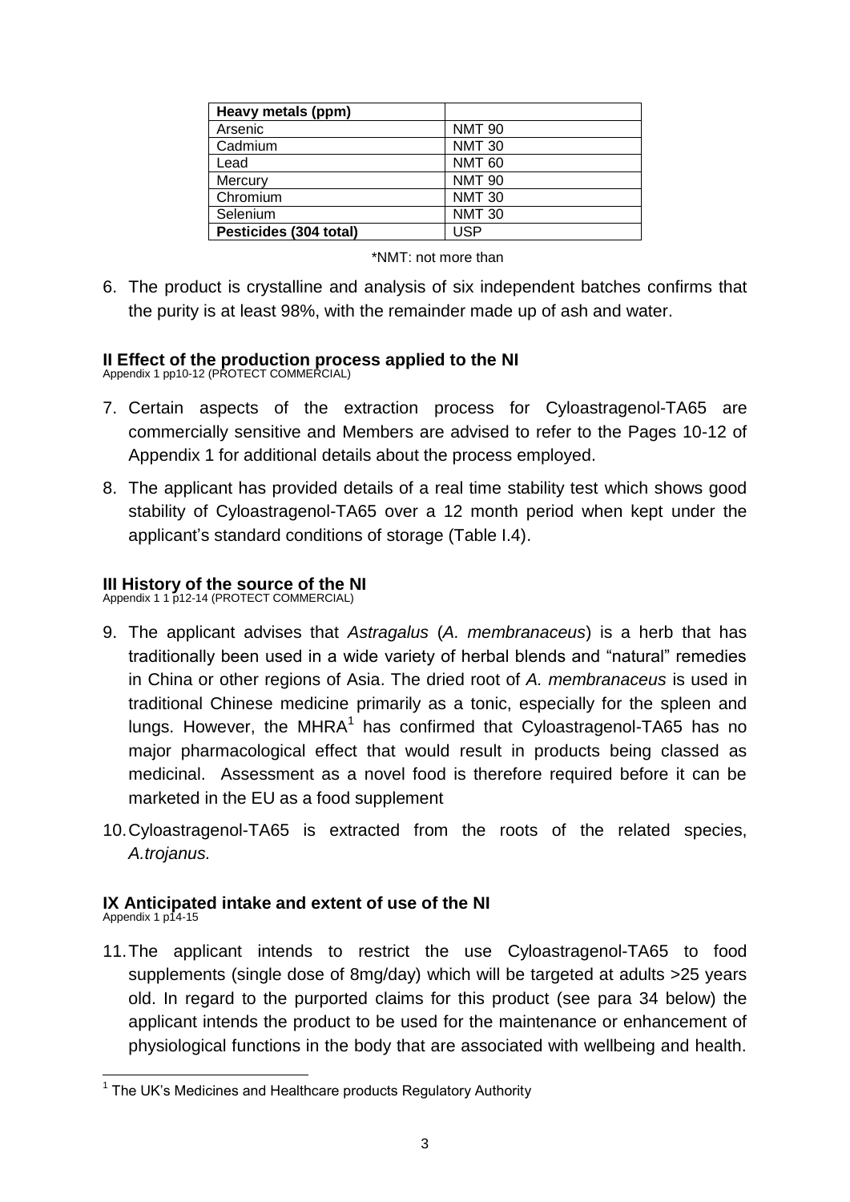| Heavy metals (ppm) | |
|---|---|
| Arsenic | NMT 90 |
| Cadmium | NMT 30 |
| Lead | NMT 60 |
| Mercury | NMT 90 |
| Chromium | NMT 30 |
| Selenium | NMT 30 |
| **Pesticides (304 total)** | USP |

*NMT: not more than

6. The product is crystalline and analysis of six independent batches confirms that the purity is at least 98%, with the remainder made up of ash and water.

## II Effect of the production process applied to the NI

Appendix 1 pp10-12 (PROTECT COMMERCIAL)

7. Certain aspects of the extraction process for Cyloastragenol-TA65 are commercially sensitive and Members are advised to refer to the Pages 10-12 of Appendix 1 for additional details about the process employed.

8. The applicant has provided details of a real time stability test which shows good stability of Cyloastragenol-TA65 over a 12 month period when kept under the applicant's standard conditions of storage (Table I.4).

## III History of the source of the NI

Appendix 1 1 p12-14 (PROTECT COMMERCIAL)

9. The applicant advises that *Astragalus* (*A. membranaceus*) is a herb that has traditionally been used in a wide variety of herbal blends and "natural" remedies in China or other regions of Asia. The dried root of *A. membranaceus* is used in traditional Chinese medicine primarily as a tonic, especially for the spleen and lungs. However, the MHRA[1] has confirmed that Cyloastragenol-TA65 has no major pharmacological effect that would result in products being classed as medicinal. Assessment as a novel food is therefore required before it can be marketed in the EU as a food supplement

10. Cyloastragenol-TA65 is extracted from the roots of the related species, *A.trojanus.*

## IX Anticipated intake and extent of use of the NI

Appendix 1 p14-15

11. The applicant intends to restrict the use Cyloastragenol-TA65 to food supplements (single dose of 8mg/day) which will be targeted at adults >25 years old. In regard to the purported claims for this product (see para 34 below) the applicant intends the product to be used for the maintenance or enhancement of physiological functions in the body that are associated with wellbeing and health.

---

[1] The UK's Medicines and Healthcare products Regulatory Authority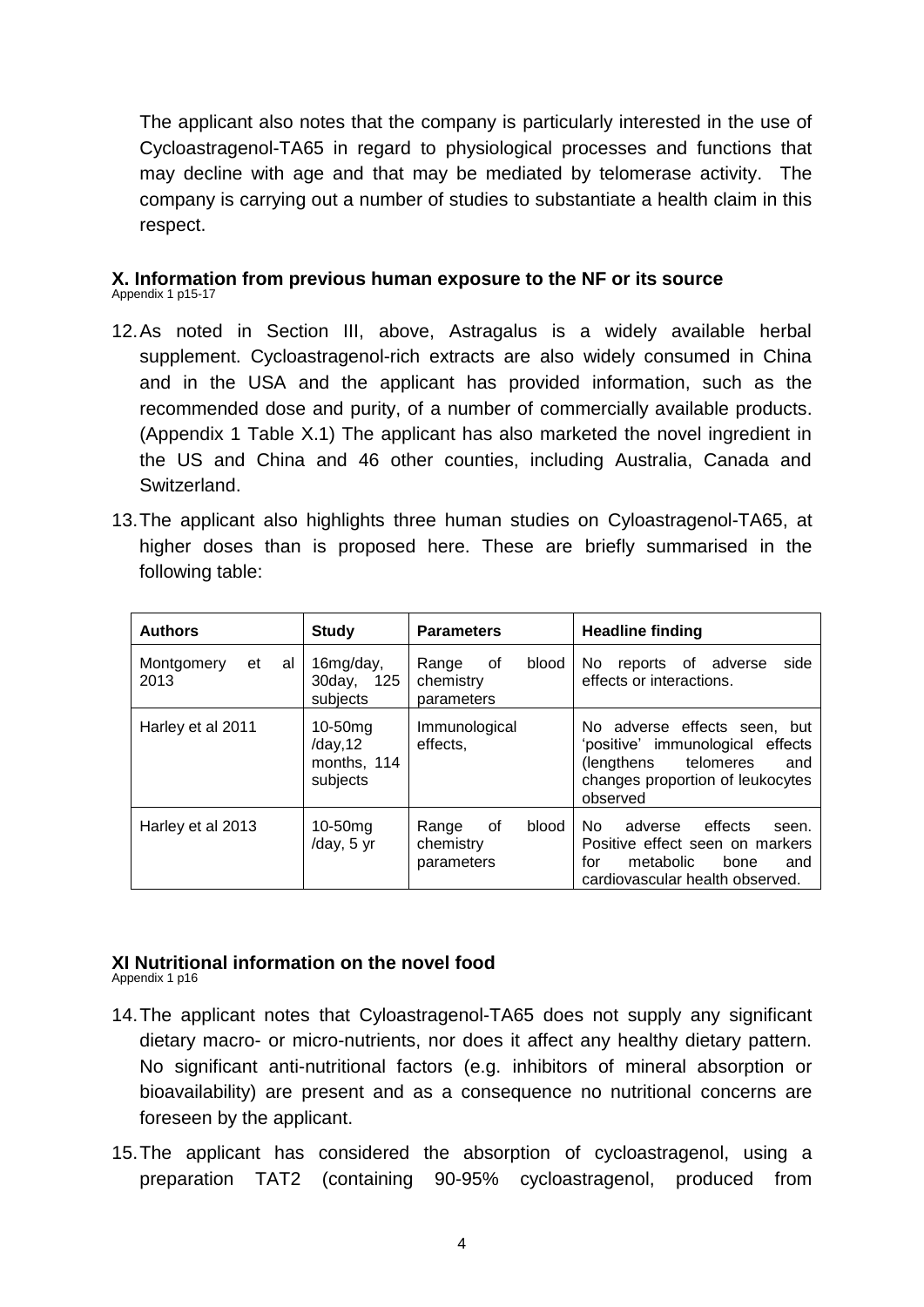The applicant also notes that the company is particularly interested in the use of Cycloastragenol-TA65 in regard to physiological processes and functions that may decline with age and that may be mediated by telomerase activity. The company is carrying out a number of studies to substantiate a health claim in this respect.

## X. Information from previous human exposure to the NF or its source

Appendix 1 p15-17

12. As noted in Section III, above, Astragalus is a widely available herbal supplement. Cycloastragenol-rich extracts are also widely consumed in China and in the USA and the applicant has provided information, such as the recommended dose and purity, of a number of commercially available products. (Appendix 1 Table X.1) The applicant has also marketed the novel ingredient in the US and China and 46 other counties, including Australia, Canada and Switzerland.

13. The applicant also highlights three human studies on Cyloastragenol-TA65, at higher doses than is proposed here. These are briefly summarised in the following table:

| Authors | Study | Parameters | Headline finding |
|---|---|---|---|
| Montgomery et al 2013 | 16mg/day, 30day, 125 subjects | Range of blood chemistry parameters | No reports of adverse side effects or interactions. |
| Harley et al 2011 | 10-50mg /day,12 months, 114 subjects | Immunological effects, | No adverse effects seen, but 'positive' immunological effects (lengthens telomeres and changes proportion of leukocytes observed |
| Harley et al 2013 | 10-50mg /day, 5 yr | Range of blood chemistry parameters | No adverse effects seen. Positive effect seen on markers for metabolic bone and cardiovascular health observed. |

## XI Nutritional information on the novel food

Appendix 1 p16

14. The applicant notes that Cyloastragenol-TA65 does not supply any significant dietary macro- or micro-nutrients, nor does it affect any healthy dietary pattern. No significant anti-nutritional factors (e.g. inhibitors of mineral absorption or bioavailability) are present and as a consequence no nutritional concerns are foreseen by the applicant.

15. The applicant has considered the absorption of cycloastragenol, using a preparation TAT2 (containing 90-95% cycloastragenol, produced from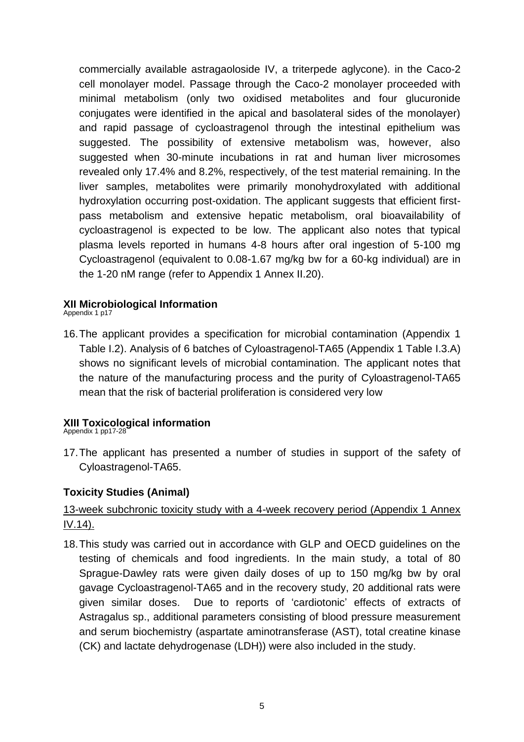commercially available astragaoloside IV, a triterpede aglycone). in the Caco-2 cell monolayer model. Passage through the Caco-2 monolayer proceeded with minimal metabolism (only two oxidised metabolites and four glucuronide conjugates were identified in the apical and basolateral sides of the monolayer) and rapid passage of cycloastragenol through the intestinal epithelium was suggested. The possibility of extensive metabolism was, however, also suggested when 30-minute incubations in rat and human liver microsomes revealed only 17.4% and 8.2%, respectively, of the test material remaining. In the liver samples, metabolites were primarily monohydroxylated with additional hydroxylation occurring post-oxidation. The applicant suggests that efficient first-pass metabolism and extensive hepatic metabolism, oral bioavailability of cycloastragenol is expected to be low. The applicant also notes that typical plasma levels reported in humans 4-8 hours after oral ingestion of 5-100 mg Cycloastragenol (equivalent to 0.08-1.67 mg/kg bw for a 60-kg individual) are in the 1-20 nM range (refer to Appendix 1 Annex II.20).

## XII Microbiological Information

Appendix 1 p17

16. The applicant provides a specification for microbial contamination (Appendix 1 Table I.2). Analysis of 6 batches of Cyloastragenol-TA65 (Appendix 1 Table I.3.A) shows no significant levels of microbial contamination. The applicant notes that the nature of the manufacturing process and the purity of Cyloastragenol-TA65 mean that the risk of bacterial proliferation is considered very low

## XIII Toxicological information

Appendix 1 pp17-28

17. The applicant has presented a number of studies in support of the safety of Cyloastragenol-TA65.

### Toxicity Studies (Animal)

13-week subchronic toxicity study with a 4-week recovery period (Appendix 1 Annex IV.14).

18. This study was carried out in accordance with GLP and OECD guidelines on the testing of chemicals and food ingredients. In the main study, a total of 80 Sprague-Dawley rats were given daily doses of up to 150 mg/kg bw by oral gavage Cycloastragenol-TA65 and in the recovery study, 20 additional rats were given similar doses. Due to reports of 'cardiotonic' effects of extracts of Astragalus sp., additional parameters consisting of blood pressure measurement and serum biochemistry (aspartate aminotransferase (AST), total creatine kinase (CK) and lactate dehydrogenase (LDH)) were also included in the study.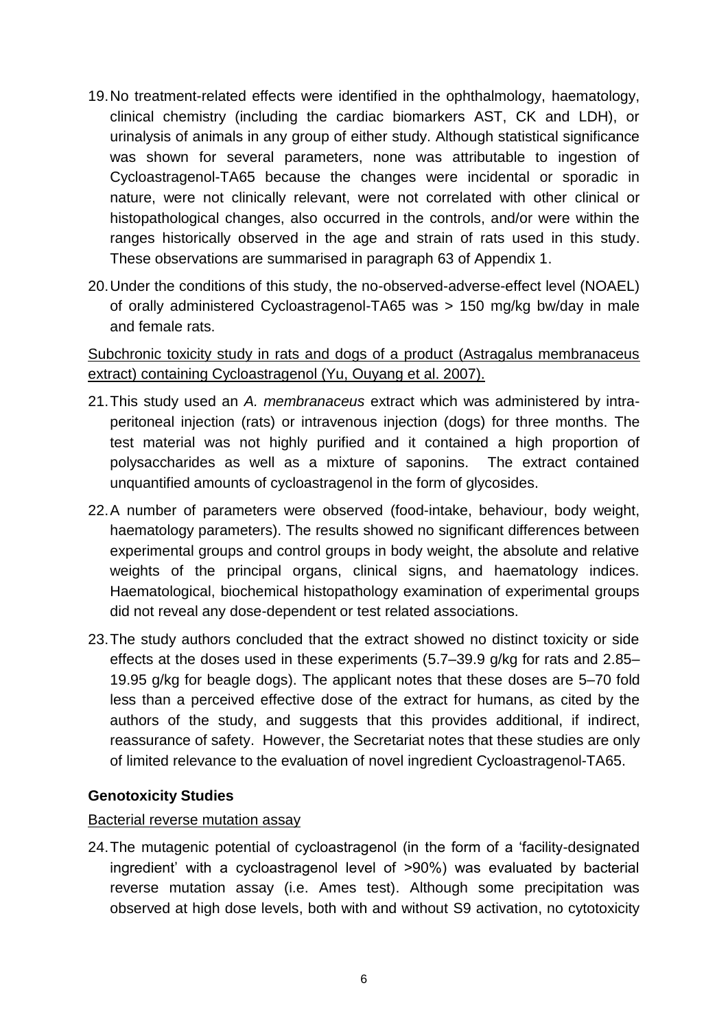19. No treatment-related effects were identified in the ophthalmology, haematology, clinical chemistry (including the cardiac biomarkers AST, CK and LDH), or urinalysis of animals in any group of either study. Although statistical significance was shown for several parameters, none was attributable to ingestion of Cycloastragenol-TA65 because the changes were incidental or sporadic in nature, were not clinically relevant, were not correlated with other clinical or histopathological changes, also occurred in the controls, and/or were within the ranges historically observed in the age and strain of rats used in this study. These observations are summarised in paragraph 63 of Appendix 1.

20. Under the conditions of this study, the no-observed-adverse-effect level (NOAEL) of orally administered Cycloastragenol-TA65 was > 150 mg/kg bw/day in male and female rats.

Subchronic toxicity study in rats and dogs of a product (Astragalus membranaceus extract) containing Cycloastragenol (Yu, Ouyang et al. 2007).

21. This study used an *A. membranaceus* extract which was administered by intra-peritoneal injection (rats) or intravenous injection (dogs) for three months. The test material was not highly purified and it contained a high proportion of polysaccharides as well as a mixture of saponins. The extract contained unquantified amounts of cycloastragenol in the form of glycosides.

22. A number of parameters were observed (food-intake, behaviour, body weight, haematology parameters). The results showed no significant differences between experimental groups and control groups in body weight, the absolute and relative weights of the principal organs, clinical signs, and haematology indices. Haematological, biochemical histopathology examination of experimental groups did not reveal any dose-dependent or test related associations.

23. The study authors concluded that the extract showed no distinct toxicity or side effects at the doses used in these experiments (5.7–39.9 g/kg for rats and 2.85–19.95 g/kg for beagle dogs). The applicant notes that these doses are 5–70 fold less than a perceived effective dose of the extract for humans, as cited by the authors of the study, and suggests that this provides additional, if indirect, reassurance of safety. However, the Secretariat notes that these studies are only of limited relevance to the evaluation of novel ingredient Cycloastragenol-TA65.

### Genotoxicity Studies

Bacterial reverse mutation assay

24. The mutagenic potential of cycloastragenol (in the form of a 'facility-designated ingredient' with a cycloastragenol level of >90%) was evaluated by bacterial reverse mutation assay (i.e. Ames test). Although some precipitation was observed at high dose levels, both with and without S9 activation, no cytotoxicity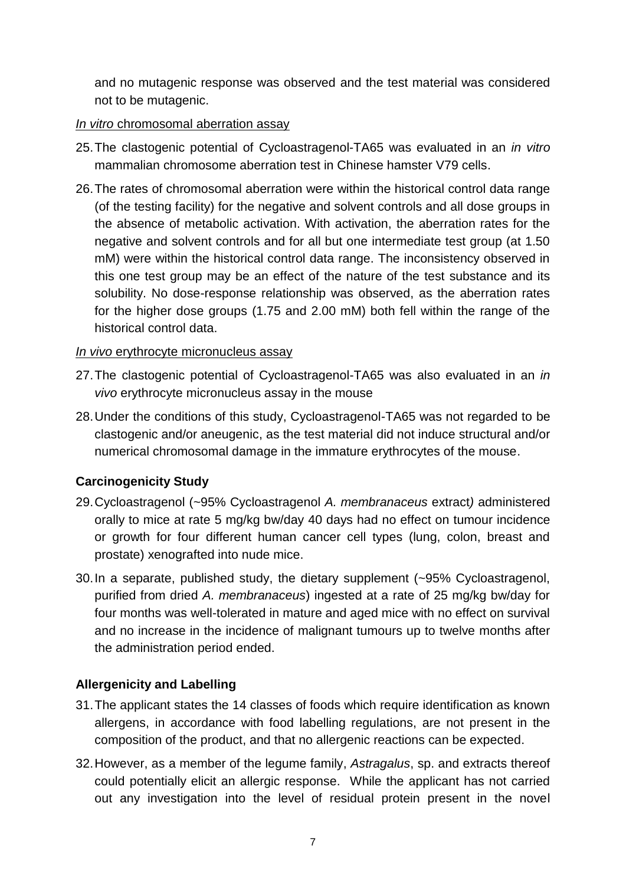and no mutagenic response was observed and the test material was considered not to be mutagenic.

<u>*In vitro* chromosomal aberration assay</u>

25. The clastogenic potential of Cycloastragenol-TA65 was evaluated in an *in vitro* mammalian chromosome aberration test in Chinese hamster V79 cells.

26. The rates of chromosomal aberration were within the historical control data range (of the testing facility) for the negative and solvent controls and all dose groups in the absence of metabolic activation. With activation, the aberration rates for the negative and solvent controls and for all but one intermediate test group (at 1.50 mM) were within the historical control data range. The inconsistency observed in this one test group may be an effect of the nature of the test substance and its solubility. No dose-response relationship was observed, as the aberration rates for the higher dose groups (1.75 and 2.00 mM) both fell within the range of the historical control data.

<u>*In vivo* erythrocyte micronucleus assay</u>

27. The clastogenic potential of Cycloastragenol-TA65 was also evaluated in an *in vivo* erythrocyte micronucleus assay in the mouse

28. Under the conditions of this study, Cycloastragenol-TA65 was not regarded to be clastogenic and/or aneugenic, as the test material did not induce structural and/or numerical chromosomal damage in the immature erythrocytes of the mouse.

**Carcinogenicity Study**

29. Cycloastragenol (~95% Cycloastragenol *A. membranaceus* extract*)* administered orally to mice at rate 5 mg/kg bw/day 40 days had no effect on tumour incidence or growth for four different human cancer cell types (lung, colon, breast and prostate) xenografted into nude mice.

30. In a separate, published study, the dietary supplement (~95% Cycloastragenol, purified from dried *A. membranaceus*) ingested at a rate of 25 mg/kg bw/day for four months was well-tolerated in mature and aged mice with no effect on survival and no increase in the incidence of malignant tumours up to twelve months after the administration period ended.

**Allergenicity and Labelling**

31. The applicant states the 14 classes of foods which require identification as known allergens, in accordance with food labelling regulations, are not present in the composition of the product, and that no allergenic reactions can be expected.

32. However, as a member of the legume family, *Astragalus*, sp. and extracts thereof could potentially elicit an allergic response. While the applicant has not carried out any investigation into the level of residual protein present in the novel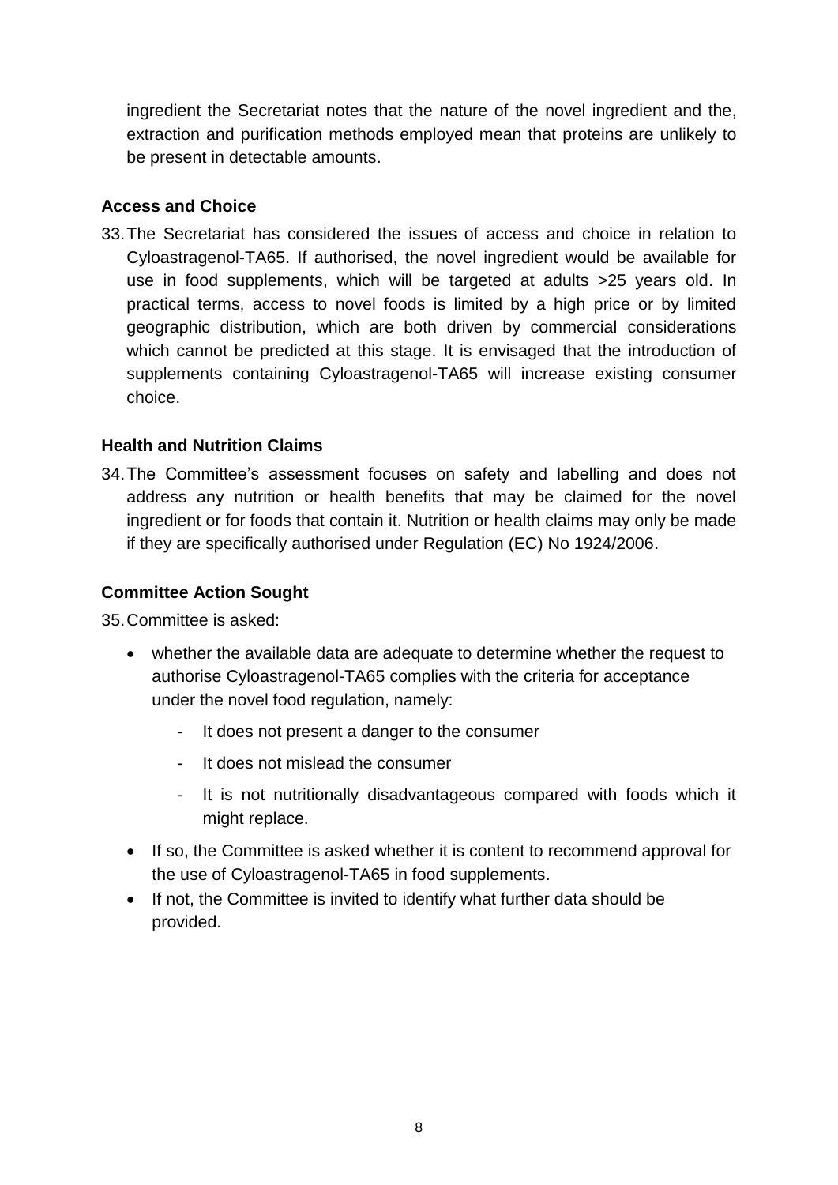ingredient the Secretariat notes that the nature of the novel ingredient and the, extraction and purification methods employed mean that proteins are unlikely to be present in detectable amounts.

**Access and Choice**

33. The Secretariat has considered the issues of access and choice in relation to Cyloastragenol-TA65. If authorised, the novel ingredient would be available for use in food supplements, which will be targeted at adults >25 years old. In practical terms, access to novel foods is limited by a high price or by limited geographic distribution, which are both driven by commercial considerations which cannot be predicted at this stage. It is envisaged that the introduction of supplements containing Cyloastragenol-TA65 will increase existing consumer choice.

**Health and Nutrition Claims**

34. The Committee's assessment focuses on safety and labelling and does not address any nutrition or health benefits that may be claimed for the novel ingredient or for foods that contain it. Nutrition or health claims may only be made if they are specifically authorised under Regulation (EC) No 1924/2006.

**Committee Action Sought**

35. Committee is asked:

- whether the available data are adequate to determine whether the request to authorise Cyloastragenol-TA65 complies with the criteria for acceptance under the novel food regulation, namely:
  - It does not present a danger to the consumer
  - It does not mislead the consumer
  - It is not nutritionally disadvantageous compared with foods which it might replace.
- If so, the Committee is asked whether it is content to recommend approval for the use of Cyloastragenol-TA65 in food supplements.
- If not, the Committee is invited to identify what further data should be provided.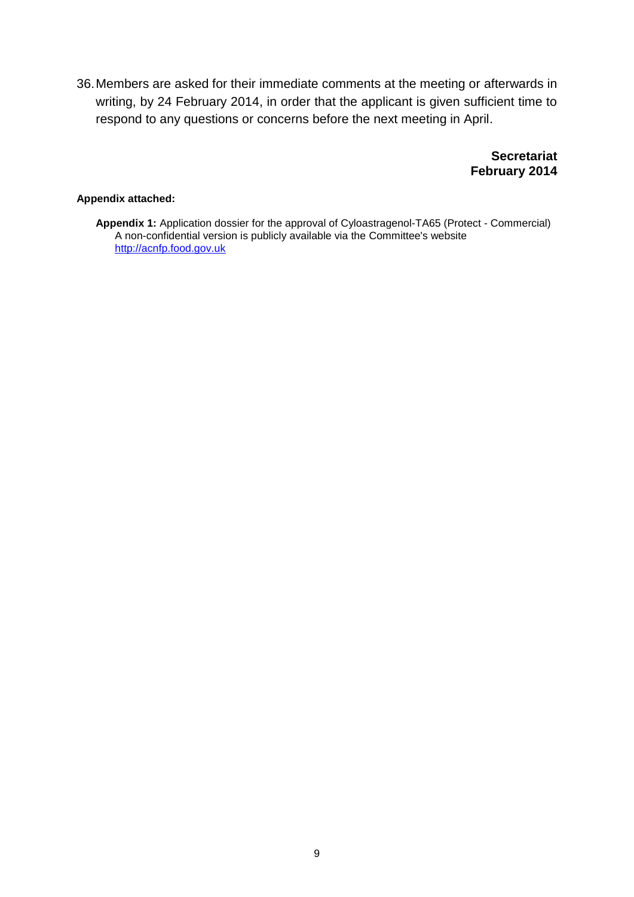36. Members are asked for their immediate comments at the meeting or afterwards in writing, by 24 February 2014, in order that the applicant is given sufficient time to respond to any questions or concerns before the next meeting in April.

**Secretariat**
**February 2014**

**Appendix attached:**

**Appendix 1:** Application dossier for the approval of Cyloastragenol-TA65 (Protect - Commercial) A non-confidential version is publicly available via the Committee's website http://acnfp.food.gov.uk